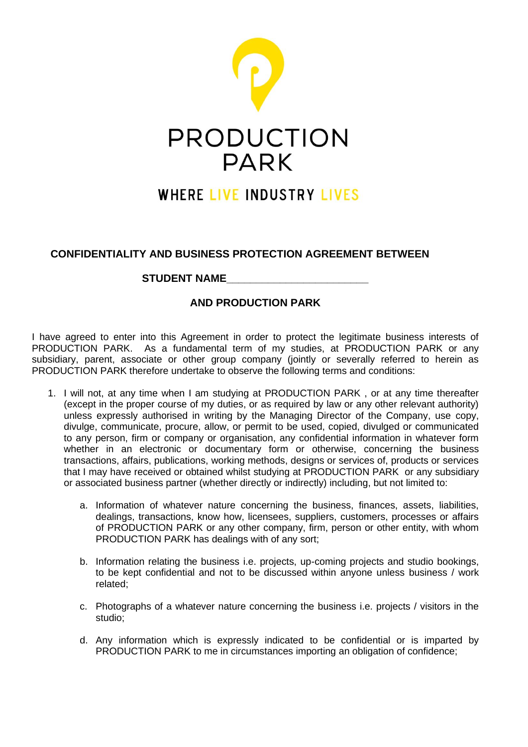# PRODUCTION PARK

WHERE LIVE INDUSTRY LIVES

**CONFIDENTIALITY AND BUSINESS PROTECTION AGREEMENT BETWEEN**

**STUDENT NAME________________________**

**AND PRODUCTION PARK**

I have agreed to enter into this Agreement in order to protect the legitimate business interests of PRODUCTION PARK. As a fundamental term of my studies, at PRODUCTION PARK or any subsidiary, parent, associate or other group company (jointly or severally referred to herein as PRODUCTION PARK therefore undertake to observe the following terms and conditions:

1. I will not, at any time when I am studying at PRODUCTION PARK , or at any time thereafter (except in the proper course of my duties, or as required by law or any other relevant authority) unless expressly authorised in writing by the Managing Director of the Company, use copy, divulge, communicate, procure, allow, or permit to be used, copied, divulged or communicated to any person, firm or company or organisation, any confidential information in whatever form whether in an electronic or documentary form or otherwise, concerning the business transactions, affairs, publications, working methods, designs or services of, products or services that I may have received or obtained whilst studying at PRODUCTION PARK or any subsidiary or associated business partner (whether directly or indirectly) including, but not limited to:

    a. Information of whatever nature concerning the business, finances, assets, liabilities, dealings, transactions, know how, licensees, suppliers, customers, processes or affairs of PRODUCTION PARK or any other company, firm, person or other entity, with whom PRODUCTION PARK has dealings with of any sort;

    b. Information relating the business i.e. projects, up-coming projects and studio bookings, to be kept confidential and not to be discussed within anyone unless business / work related;

    c. Photographs of a whatever nature concerning the business i.e. projects / visitors in the studio;

    d. Any information which is expressly indicated to be confidential or is imparted by PRODUCTION PARK to me in circumstances importing an obligation of confidence;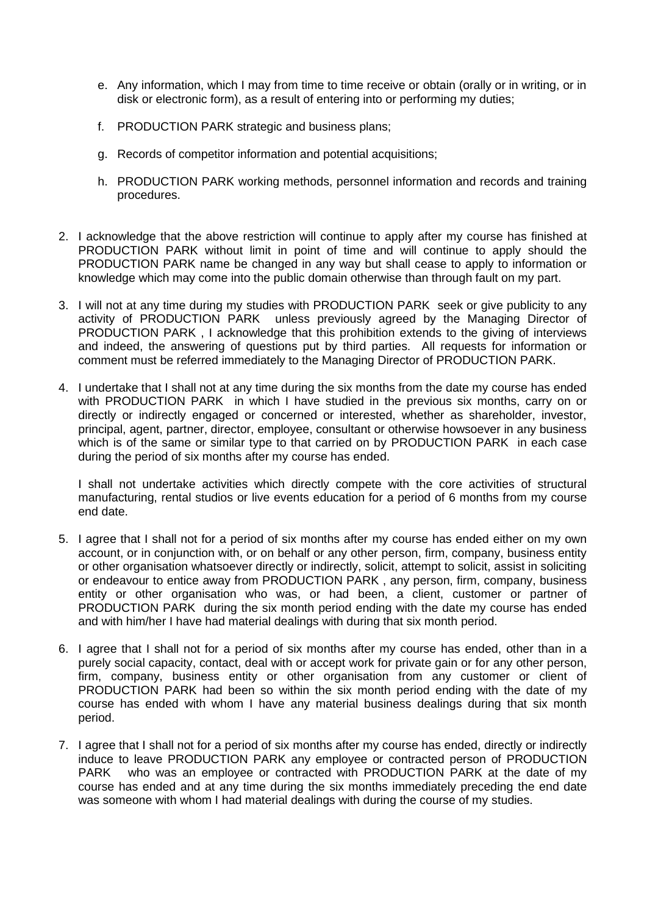e. Any information, which I may from time to time receive or obtain (orally or in writing, or in disk or electronic form), as a result of entering into or performing my duties;

f. PRODUCTION PARK strategic and business plans;

g. Records of competitor information and potential acquisitions;

h. PRODUCTION PARK working methods, personnel information and records and training procedures.

2. I acknowledge that the above restriction will continue to apply after my course has finished at PRODUCTION PARK without limit in point of time and will continue to apply should the PRODUCTION PARK name be changed in any way but shall cease to apply to information or knowledge which may come into the public domain otherwise than through fault on my part.

3. I will not at any time during my studies with PRODUCTION PARK seek or give publicity to any activity of PRODUCTION PARK unless previously agreed by the Managing Director of PRODUCTION PARK , I acknowledge that this prohibition extends to the giving of interviews and indeed, the answering of questions put by third parties. All requests for information or comment must be referred immediately to the Managing Director of PRODUCTION PARK.

4. I undertake that I shall not at any time during the six months from the date my course has ended with PRODUCTION PARK in which I have studied in the previous six months, carry on or directly or indirectly engaged or concerned or interested, whether as shareholder, investor, principal, agent, partner, director, employee, consultant or otherwise howsoever in any business which is of the same or similar type to that carried on by PRODUCTION PARK in each case during the period of six months after my course has ended.

   I shall not undertake activities which directly compete with the core activities of structural manufacturing, rental studios or live events education for a period of 6 months from my course end date.

5. I agree that I shall not for a period of six months after my course has ended either on my own account, or in conjunction with, or on behalf or any other person, firm, company, business entity or other organisation whatsoever directly or indirectly, solicit, attempt to solicit, assist in soliciting or endeavour to entice away from PRODUCTION PARK , any person, firm, company, business entity or other organisation who was, or had been, a client, customer or partner of PRODUCTION PARK during the six month period ending with the date my course has ended and with him/her I have had material dealings with during that six month period.

6. I agree that I shall not for a period of six months after my course has ended, other than in a purely social capacity, contact, deal with or accept work for private gain or for any other person, firm, company, business entity or other organisation from any customer or client of PRODUCTION PARK had been so within the six month period ending with the date of my course has ended with whom I have any material business dealings during that six month period.

7. I agree that I shall not for a period of six months after my course has ended, directly or indirectly induce to leave PRODUCTION PARK any employee or contracted person of PRODUCTION PARK who was an employee or contracted with PRODUCTION PARK at the date of my course has ended and at any time during the six months immediately preceding the end date was someone with whom I had material dealings with during the course of my studies.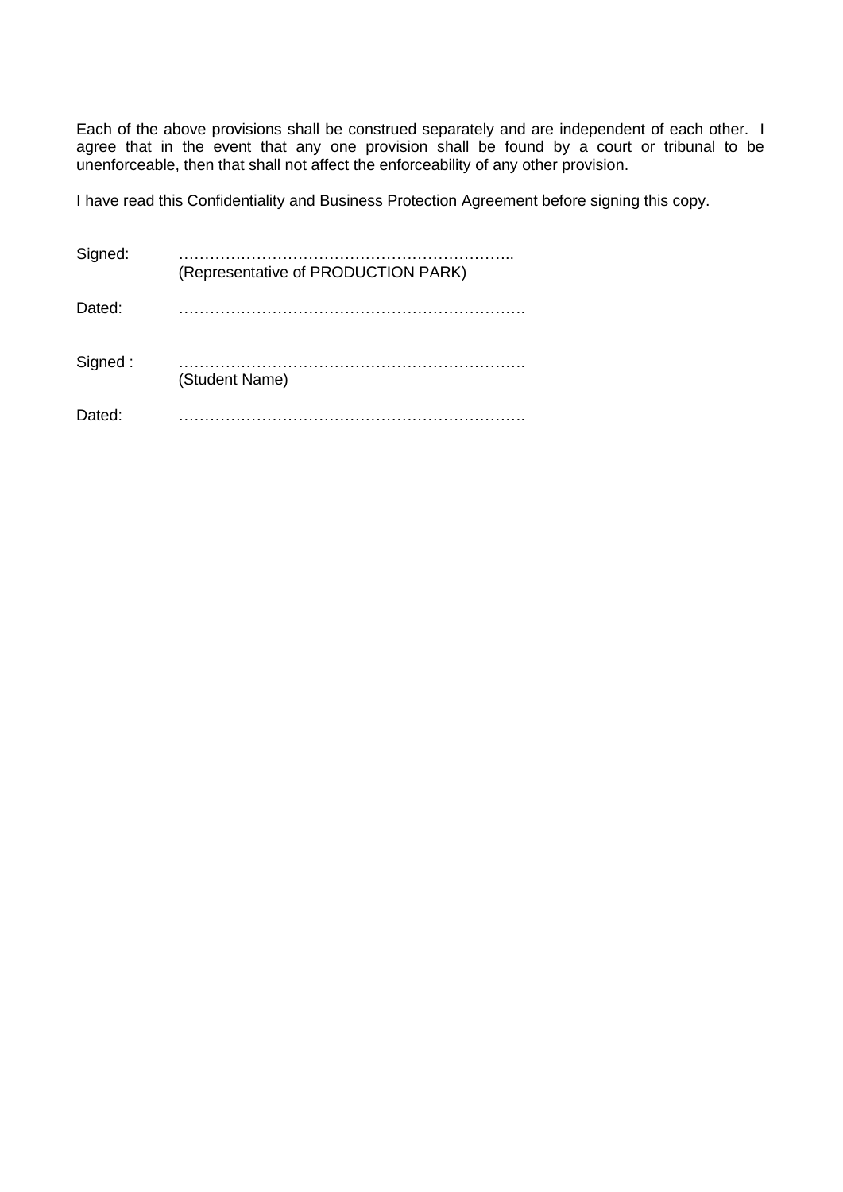Each of the above provisions shall be construed separately and are independent of each other. I agree that in the event that any one provision shall be found by a court or tribunal to be unenforceable, then that shall not affect the enforceability of any other provision.

I have read this Confidentiality and Business Protection Agreement before signing this copy.

Signed: ………………………………………………………..
(Representative of PRODUCTION PARK)

Dated: ………………………………………………………….

Signed : ………………………………………………………….
(Student Name)

Dated: ………………………………………………………….